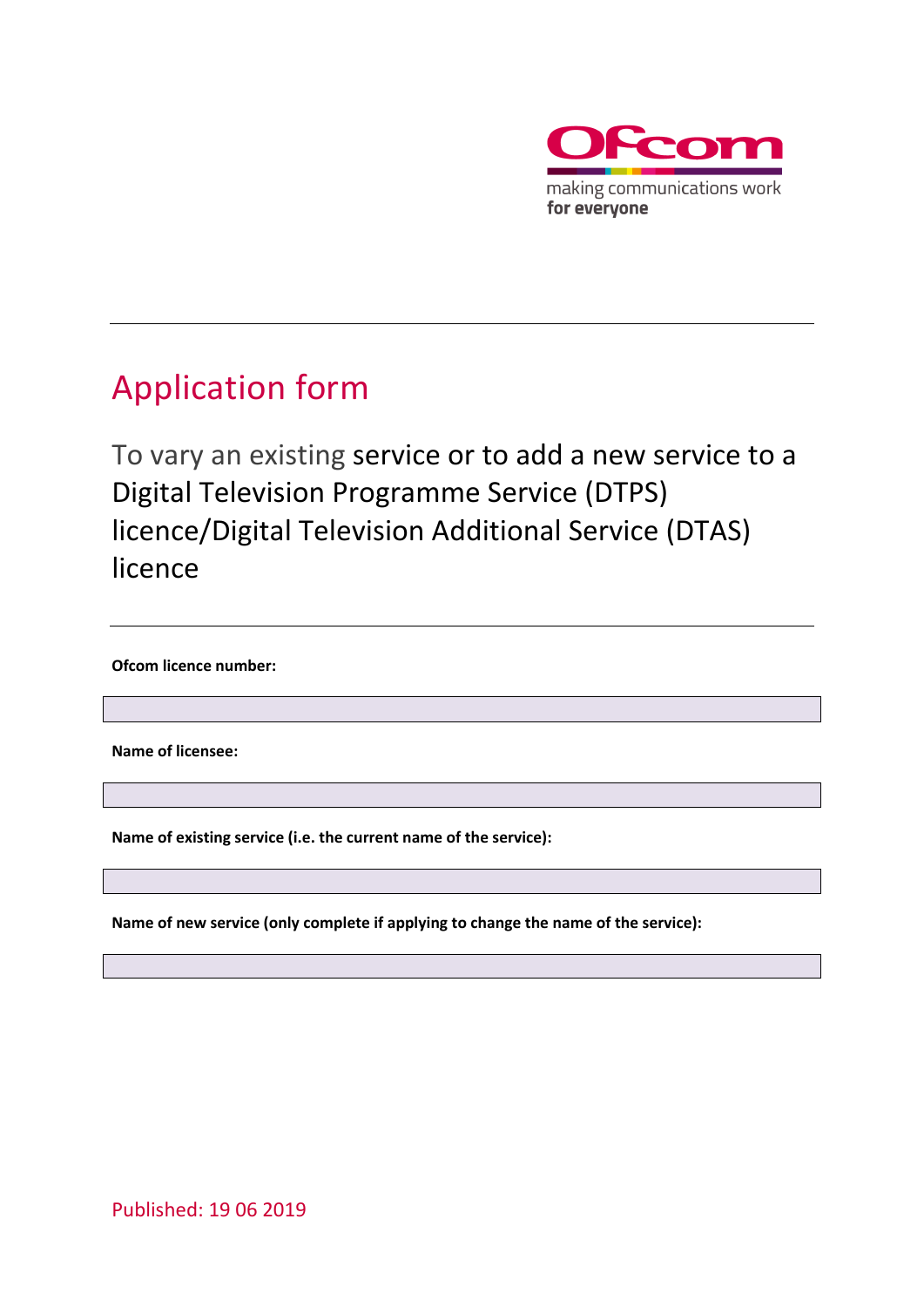Ofcom

making communications work
**for everyone**

# Application form

## To vary an existing service or to add a new service to a Digital Television Programme Service (DTPS) licence/Digital Television Additional Service (DTAS) licence

**Ofcom licence number:**

**Name of licensee:**

**Name of existing service (i.e. the current name of the service):**

**Name of new service (only complete if applying to change the name of the service):**

Published: 19 06 2019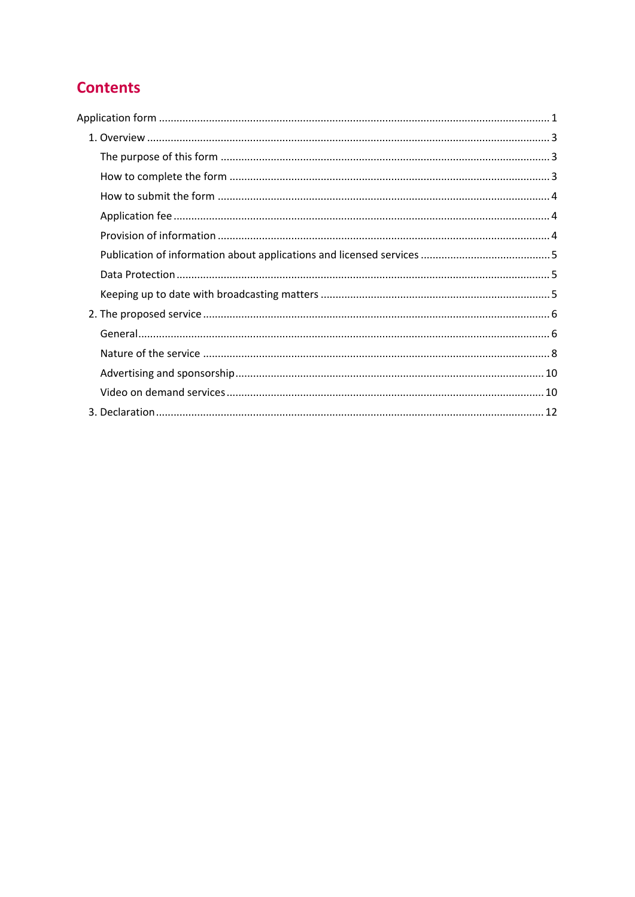# Contents

Application form ........................................................................................................................ 1

- 1. Overview ........................................................................................................................ 3
  - The purpose of this form ............................................................................................... 3
  - How to complete the form ............................................................................................ 3
  - How to submit the form ................................................................................................ 4
  - Application fee .............................................................................................................. 4
  - Provision of information ................................................................................................ 4
  - Publication of information about applications and licensed services ............................. 5
  - Data Protection ............................................................................................................. 5
  - Keeping up to date with broadcasting matters .............................................................. 5
- 2. The proposed service ..................................................................................................... 6
  - General ......................................................................................................................... 6
  - Nature of the service ..................................................................................................... 8
  - Advertising and sponsorship ........................................................................................ 10
  - Video on demand services ........................................................................................... 10
- 3. Declaration .................................................................................................................. 12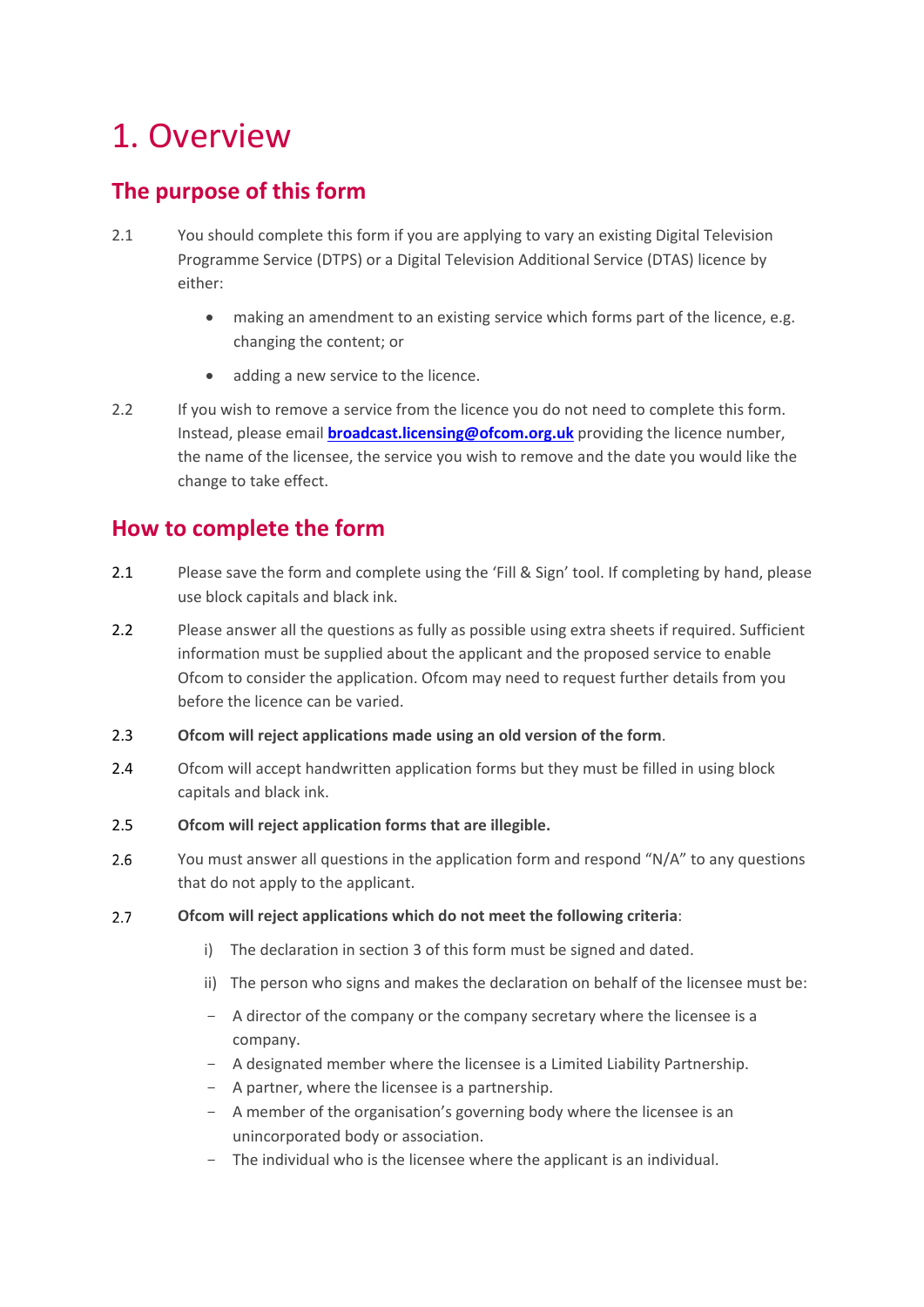# 1. Overview

## The purpose of this form

2.1 You should complete this form if you are applying to vary an existing Digital Television Programme Service (DTPS) or a Digital Television Additional Service (DTAS) licence by either:

- making an amendment to an existing service which forms part of the licence, e.g. changing the content; or
- adding a new service to the licence.

2.2 If you wish to remove a service from the licence you do not need to complete this form. Instead, please email **broadcast.licensing@ofcom.org.uk** providing the licence number, the name of the licensee, the service you wish to remove and the date you would like the change to take effect.

## How to complete the form

2.1 Please save the form and complete using the 'Fill & Sign' tool. If completing by hand, please use block capitals and black ink.

2.2 Please answer all the questions as fully as possible using extra sheets if required. Sufficient information must be supplied about the applicant and the proposed service to enable Ofcom to consider the application. Ofcom may need to request further details from you before the licence can be varied.

2.3 **Ofcom will reject applications made using an old version of the form**.

2.4 Ofcom will accept handwritten application forms but they must be filled in using block capitals and black ink.

2.5 **Ofcom will reject application forms that are illegible.**

2.6 You must answer all questions in the application form and respond "N/A" to any questions that do not apply to the applicant.

2.7 **Ofcom will reject applications which do not meet the following criteria**:

i) The declaration in section 3 of this form must be signed and dated.

ii) The person who signs and makes the declaration on behalf of the licensee must be:

- A director of the company or the company secretary where the licensee is a company.
- A designated member where the licensee is a Limited Liability Partnership.
- A partner, where the licensee is a partnership.
- A member of the organisation's governing body where the licensee is an unincorporated body or association.
- The individual who is the licensee where the applicant is an individual.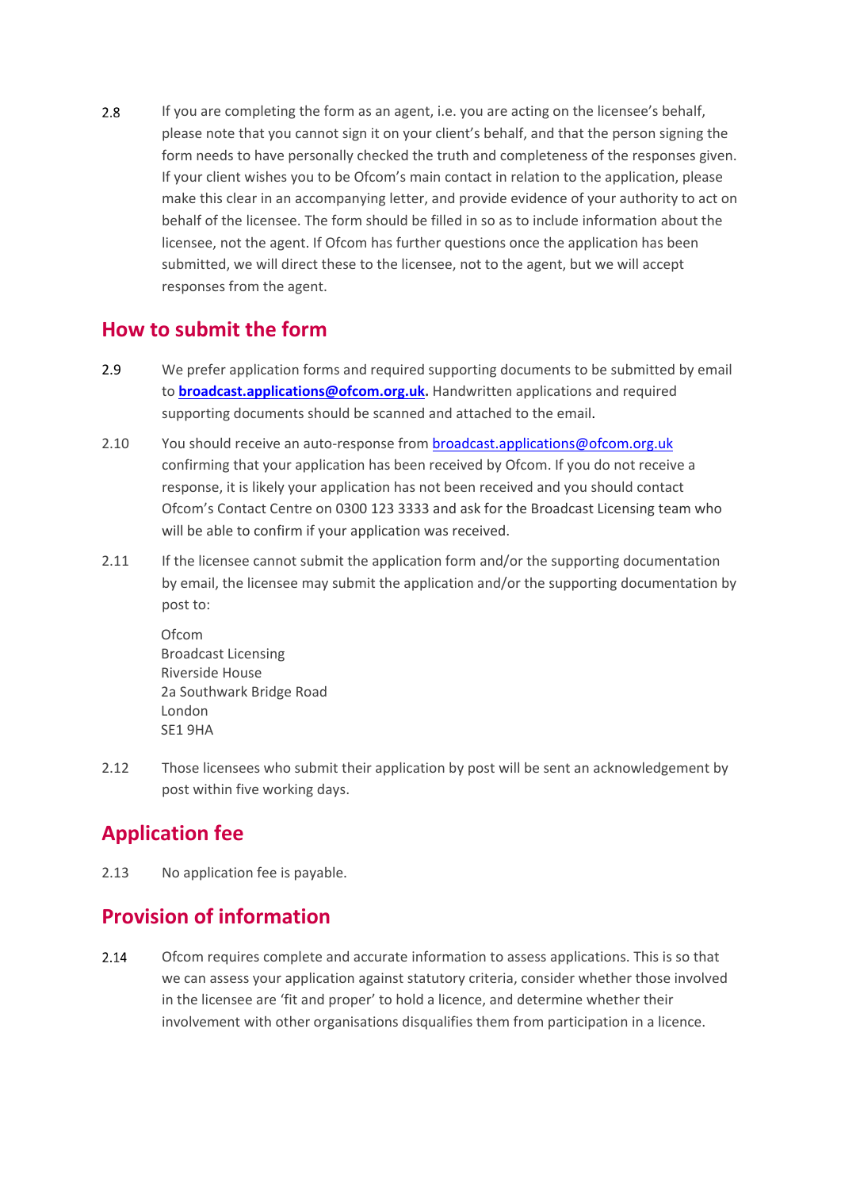2.8 If you are completing the form as an agent, i.e. you are acting on the licensee's behalf, please note that you cannot sign it on your client's behalf, and that the person signing the form needs to have personally checked the truth and completeness of the responses given. If your client wishes you to be Ofcom's main contact in relation to the application, please make this clear in an accompanying letter, and provide evidence of your authority to act on behalf of the licensee. The form should be filled in so as to include information about the licensee, not the agent. If Ofcom has further questions once the application has been submitted, we will direct these to the licensee, not to the agent, but we will accept responses from the agent.

## How to submit the form

2.9 We prefer application forms and required supporting documents to be submitted by email to **broadcast.applications@ofcom.org.uk.** Handwritten applications and required supporting documents should be scanned and attached to the email.

2.10 You should receive an auto-response from broadcast.applications@ofcom.org.uk confirming that your application has been received by Ofcom. If you do not receive a response, it is likely your application has not been received and you should contact Ofcom's Contact Centre on 0300 123 3333 and ask for the Broadcast Licensing team who will be able to confirm if your application was received.

2.11 If the licensee cannot submit the application form and/or the supporting documentation by email, the licensee may submit the application and/or the supporting documentation by post to:

Ofcom
Broadcast Licensing
Riverside House
2a Southwark Bridge Road
London
SE1 9HA

2.12 Those licensees who submit their application by post will be sent an acknowledgement by post within five working days.

## Application fee

2.13 No application fee is payable.

## Provision of information

2.14 Ofcom requires complete and accurate information to assess applications. This is so that we can assess your application against statutory criteria, consider whether those involved in the licensee are 'fit and proper' to hold a licence, and determine whether their involvement with other organisations disqualifies them from participation in a licence.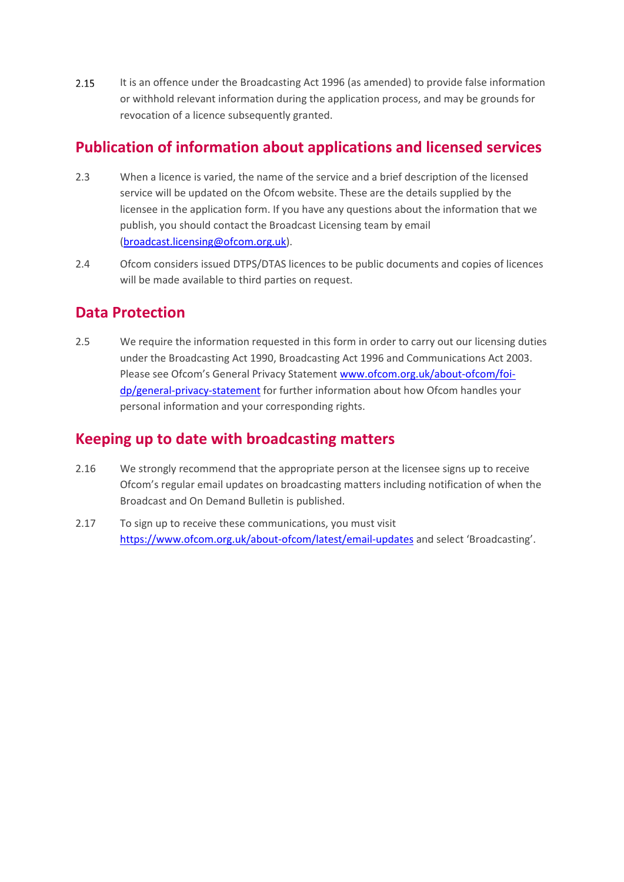2.15 It is an offence under the Broadcasting Act 1996 (as amended) to provide false information or withhold relevant information during the application process, and may be grounds for revocation of a licence subsequently granted.

## Publication of information about applications and licensed services

2.3 When a licence is varied, the name of the service and a brief description of the licensed service will be updated on the Ofcom website. These are the details supplied by the licensee in the application form. If you have any questions about the information that we publish, you should contact the Broadcast Licensing team by email (broadcast.licensing@ofcom.org.uk).

2.4 Ofcom considers issued DTPS/DTAS licences to be public documents and copies of licences will be made available to third parties on request.

## Data Protection

2.5 We require the information requested in this form in order to carry out our licensing duties under the Broadcasting Act 1990, Broadcasting Act 1996 and Communications Act 2003. Please see Ofcom's General Privacy Statement www.ofcom.org.uk/about-ofcom/foi-dp/general-privacy-statement for further information about how Ofcom handles your personal information and your corresponding rights.

## Keeping up to date with broadcasting matters

2.16 We strongly recommend that the appropriate person at the licensee signs up to receive Ofcom's regular email updates on broadcasting matters including notification of when the Broadcast and On Demand Bulletin is published.

2.17 To sign up to receive these communications, you must visit https://www.ofcom.org.uk/about-ofcom/latest/email-updates and select 'Broadcasting'.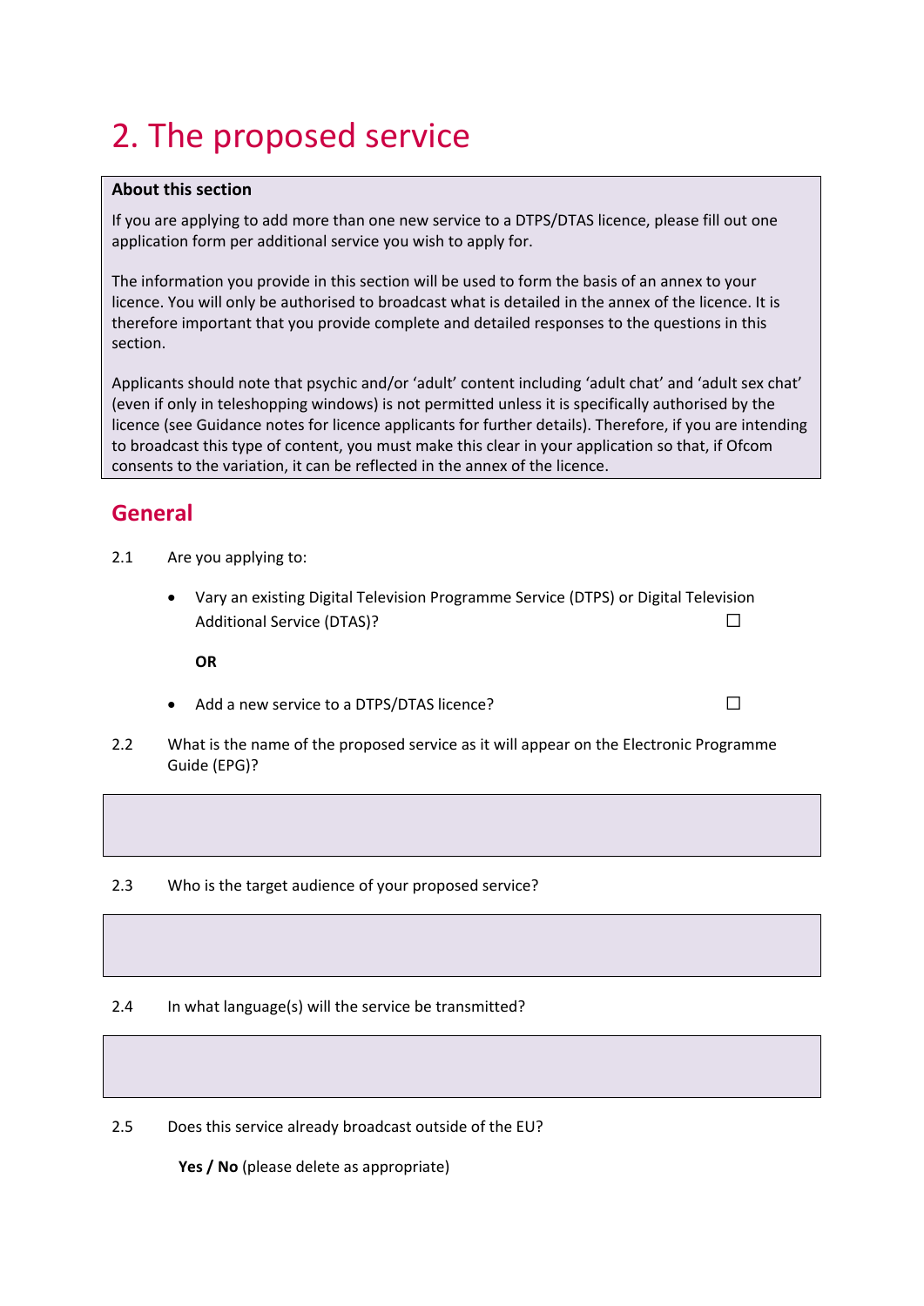# 2. The proposed service

**About this section**

If you are applying to add more than one new service to a DTPS/DTAS licence, please fill out one application form per additional service you wish to apply for.

The information you provide in this section will be used to form the basis of an annex to your licence. You will only be authorised to broadcast what is detailed in the annex of the licence. It is therefore important that you provide complete and detailed responses to the questions in this section.

Applicants should note that psychic and/or 'adult' content including 'adult chat' and 'adult sex chat' (even if only in teleshopping windows) is not permitted unless it is specifically authorised by the licence (see Guidance notes for licence applicants for further details). Therefore, if you are intending to broadcast this type of content, you must make this clear in your application so that, if Ofcom consents to the variation, it can be reflected in the annex of the licence.

## General

2.1 Are you applying to:

- Vary an existing Digital Television Programme Service (DTPS) or Digital Television Additional Service (DTAS)? ☐

  **OR**

- Add a new service to a DTPS/DTAS licence? ☐

2.2 What is the name of the proposed service as it will appear on the Electronic Programme Guide (EPG)?

2.3 Who is the target audience of your proposed service?

2.4 In what language(s) will the service be transmitted?

2.5 Does this service already broadcast outside of the EU?

**Yes / No** (please delete as appropriate)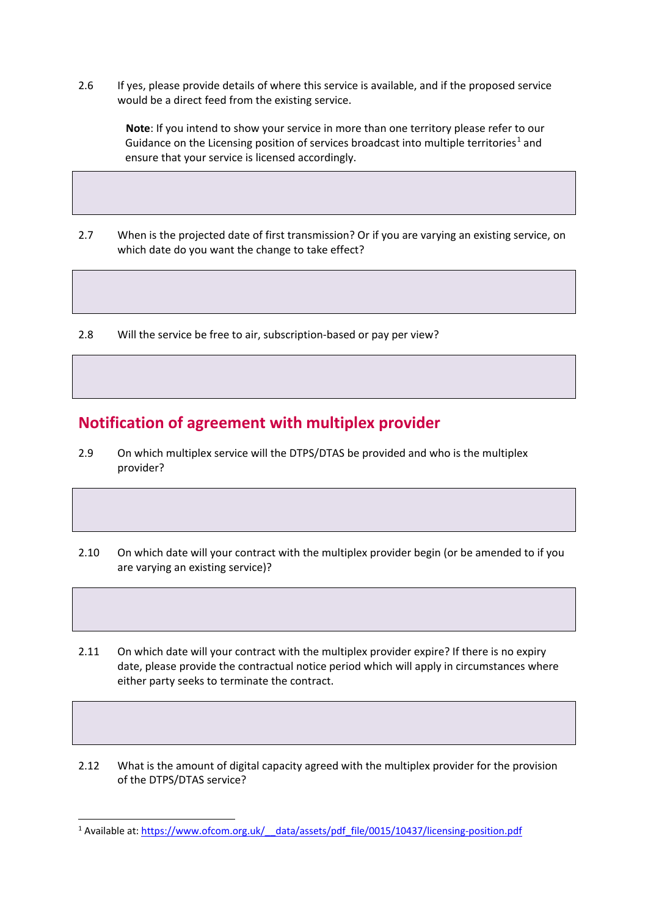2.6 If yes, please provide details of where this service is available, and if the proposed service would be a direct feed from the existing service.

> **Note**: If you intend to show your service in more than one territory please refer to our Guidance on the Licensing position of services broadcast into multiple territories[1] and ensure that your service is licensed accordingly.

2.7 When is the projected date of first transmission? Or if you are varying an existing service, on which date do you want the change to take effect?

2.8 Will the service be free to air, subscription-based or pay per view?

## Notification of agreement with multiplex provider

2.9 On which multiplex service will the DTPS/DTAS be provided and who is the multiplex provider?

2.10 On which date will your contract with the multiplex provider begin (or be amended to if you are varying an existing service)?

2.11 On which date will your contract with the multiplex provider expire? If there is no expiry date, please provide the contractual notice period which will apply in circumstances where either party seeks to terminate the contract.

2.12 What is the amount of digital capacity agreed with the multiplex provider for the provision of the DTPS/DTAS service?

[1] Available at: https://www.ofcom.org.uk/__data/assets/pdf_file/0015/10437/licensing-position.pdf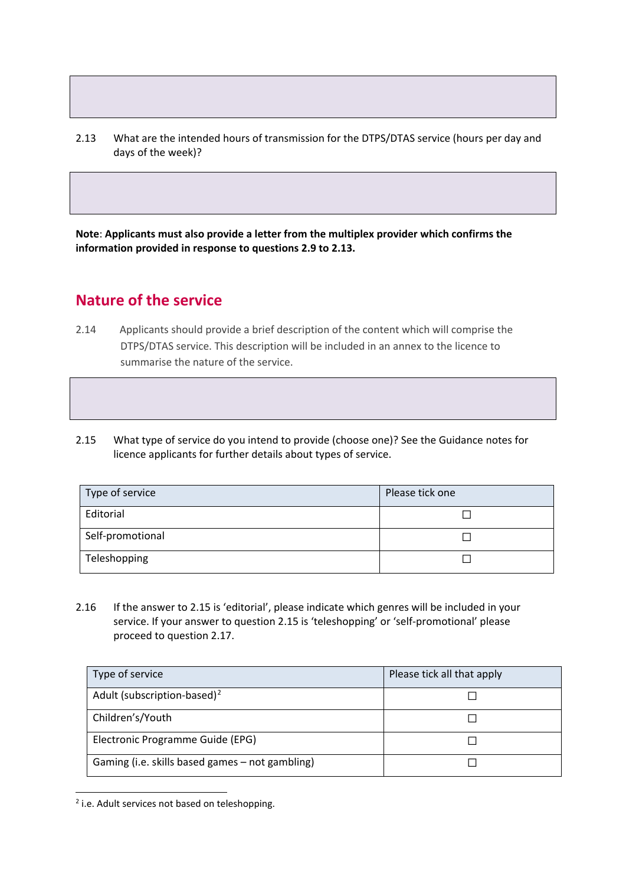2.13 What are the intended hours of transmission for the DTPS/DTAS service (hours per day and days of the week)?

**Note**: **Applicants must also provide a letter from the multiplex provider which confirms the information provided in response to questions 2.9 to 2.13.**

## Nature of the service

2.14 Applicants should provide a brief description of the content which will comprise the DTPS/DTAS service. This description will be included in an annex to the licence to summarise the nature of the service.

2.15 What type of service do you intend to provide (choose one)? See the Guidance notes for licence applicants for further details about types of service.

| Type of service | Please tick one |
|---|---|
| Editorial | ☐ |
| Self-promotional | ☐ |
| Teleshopping | ☐ |

2.16 If the answer to 2.15 is 'editorial', please indicate which genres will be included in your service. If your answer to question 2.15 is 'teleshopping' or 'self-promotional' please proceed to question 2.17.

| Type of service | Please tick all that apply |
|---|---|
| Adult (subscription-based)[2] | ☐ |
| Children's/Youth | ☐ |
| Electronic Programme Guide (EPG) | ☐ |
| Gaming (i.e. skills based games – not gambling) | ☐ |

[2] i.e. Adult services not based on teleshopping.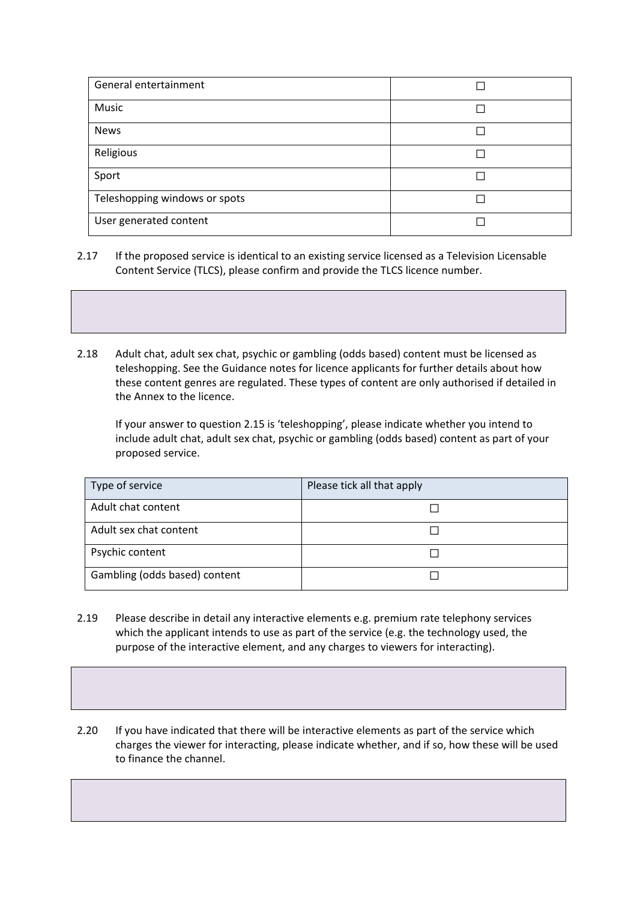| General entertainment | ☐ |
|---|---|
| Music | ☐ |
| News | ☐ |
| Religious | ☐ |
| Sport | ☐ |
| Teleshopping windows or spots | ☐ |
| User generated content | ☐ |

2.17 If the proposed service is identical to an existing service licensed as a Television Licensable Content Service (TLCS), please confirm and provide the TLCS licence number.

| |
|---|
| |

2.18 Adult chat, adult sex chat, psychic or gambling (odds based) content must be licensed as teleshopping. See the Guidance notes for licence applicants for further details about how these content genres are regulated. These types of content are only authorised if detailed in the Annex to the licence.

If your answer to question 2.15 is 'teleshopping', please indicate whether you intend to include adult chat, adult sex chat, psychic or gambling (odds based) content as part of your proposed service.

| Type of service | Please tick all that apply |
|---|---|
| Adult chat content | ☐ |
| Adult sex chat content | ☐ |
| Psychic content | ☐ |
| Gambling (odds based) content | ☐ |

2.19 Please describe in detail any interactive elements e.g. premium rate telephony services which the applicant intends to use as part of the service (e.g. the technology used, the purpose of the interactive element, and any charges to viewers for interacting).

| |
|---|
| |

2.20 If you have indicated that there will be interactive elements as part of the service which charges the viewer for interacting, please indicate whether, and if so, how these will be used to finance the channel.

| |
|---|
| |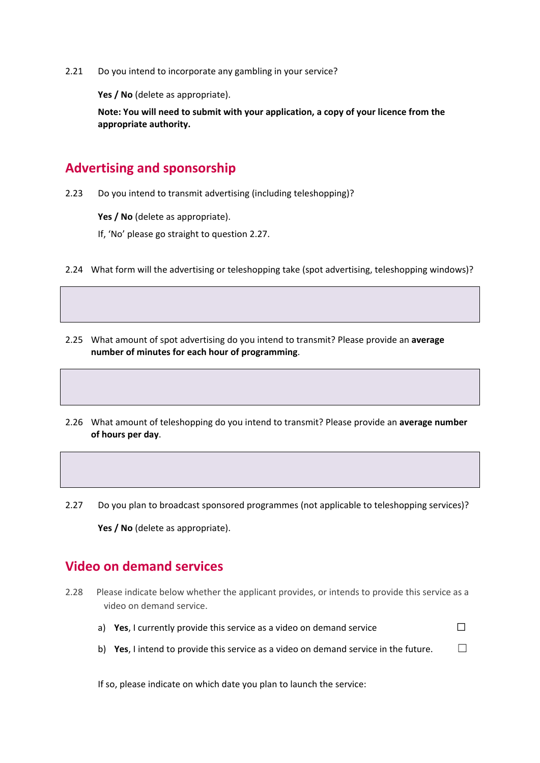2.21 Do you intend to incorporate any gambling in your service?

**Yes / No** (delete as appropriate).

**Note: You will need to submit with your application, a copy of your licence from the appropriate authority.**

## Advertising and sponsorship

2.23 Do you intend to transmit advertising (including teleshopping)?

**Yes / No** (delete as appropriate).

If, 'No' please go straight to question 2.27.

2.24 What form will the advertising or teleshopping take (spot advertising, teleshopping windows)?

| |
|---|
| |

2.25 What amount of spot advertising do you intend to transmit? Please provide an **average number of minutes for each hour of programming**.

| |
|---|
| |

2.26 What amount of teleshopping do you intend to transmit? Please provide an **average number of hours per day**.

| |
|---|
| |

2.27 Do you plan to broadcast sponsored programmes (not applicable to teleshopping services)?

**Yes / No** (delete as appropriate).

## Video on demand services

2.28 Please indicate below whether the applicant provides, or intends to provide this service as a video on demand service.

a) **Yes**, I currently provide this service as a video on demand service ☐

b) **Yes**, I intend to provide this service as a video on demand service in the future. ☐

If so, please indicate on which date you plan to launch the service: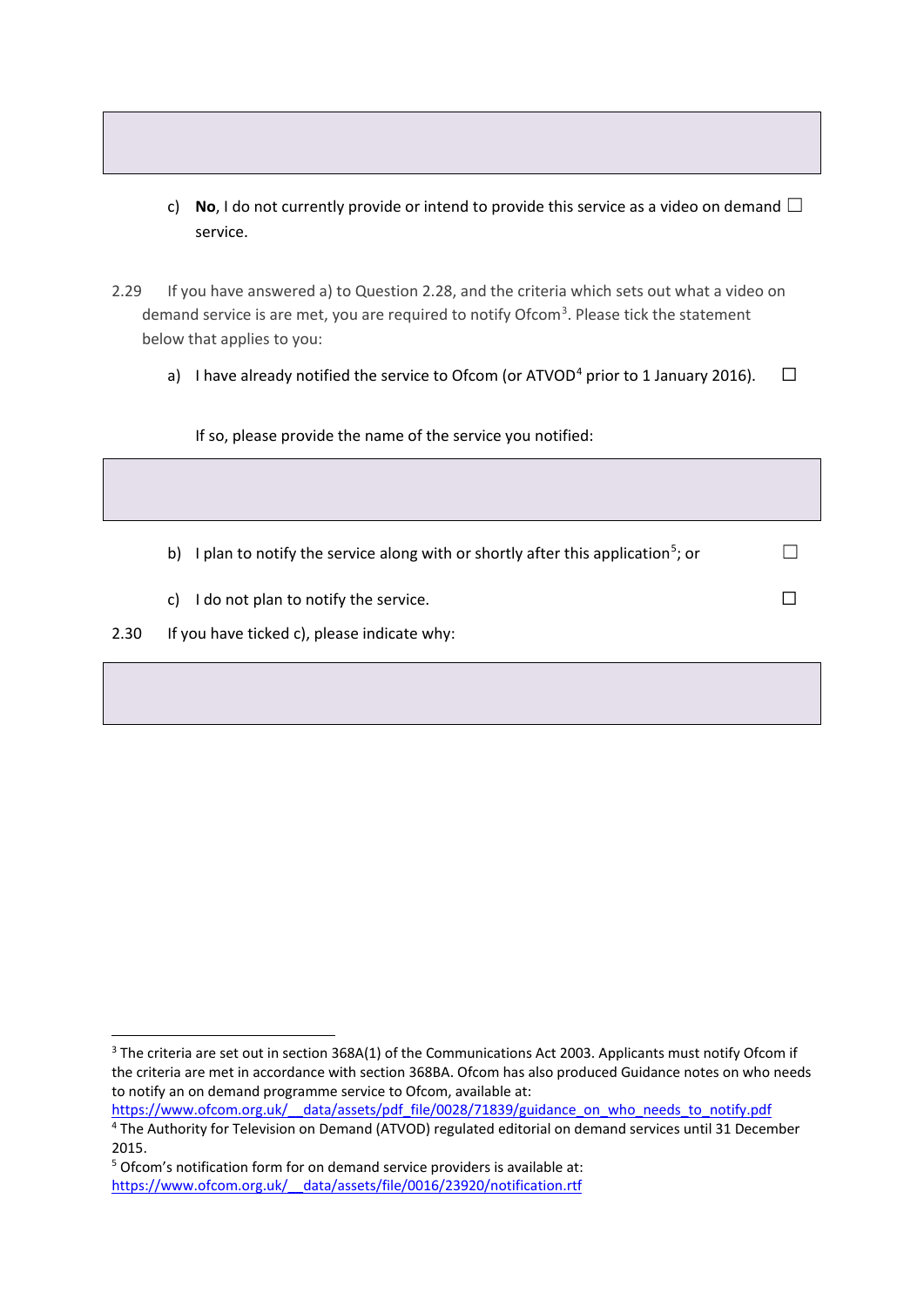c) **No**, I do not currently provide or intend to provide this service as a video on demand service. ☐

2.29 If you have answered a) to Question 2.28, and the criteria which sets out what a video on demand service is are met, you are required to notify Ofcom[3]. Please tick the statement below that applies to you:

a) I have already notified the service to Ofcom (or ATVOD[4] prior to 1 January 2016). ☐

If so, please provide the name of the service you notified:

b) I plan to notify the service along with or shortly after this application[5]; or ☐

c) I do not plan to notify the service. ☐

2.30 If you have ticked c), please indicate why:

---

[3] The criteria are set out in section 368A(1) of the Communications Act 2003. Applicants must notify Ofcom if the criteria are met in accordance with section 368BA. Ofcom has also produced Guidance notes on who needs to notify an on demand programme service to Ofcom, available at: https://www.ofcom.org.uk/__data/assets/pdf_file/0028/71839/guidance_on_who_needs_to_notify.pdf

[4] The Authority for Television on Demand (ATVOD) regulated editorial on demand services until 31 December 2015.

[5] Ofcom's notification form for on demand service providers is available at: https://www.ofcom.org.uk/__data/assets/file/0016/23920/notification.rtf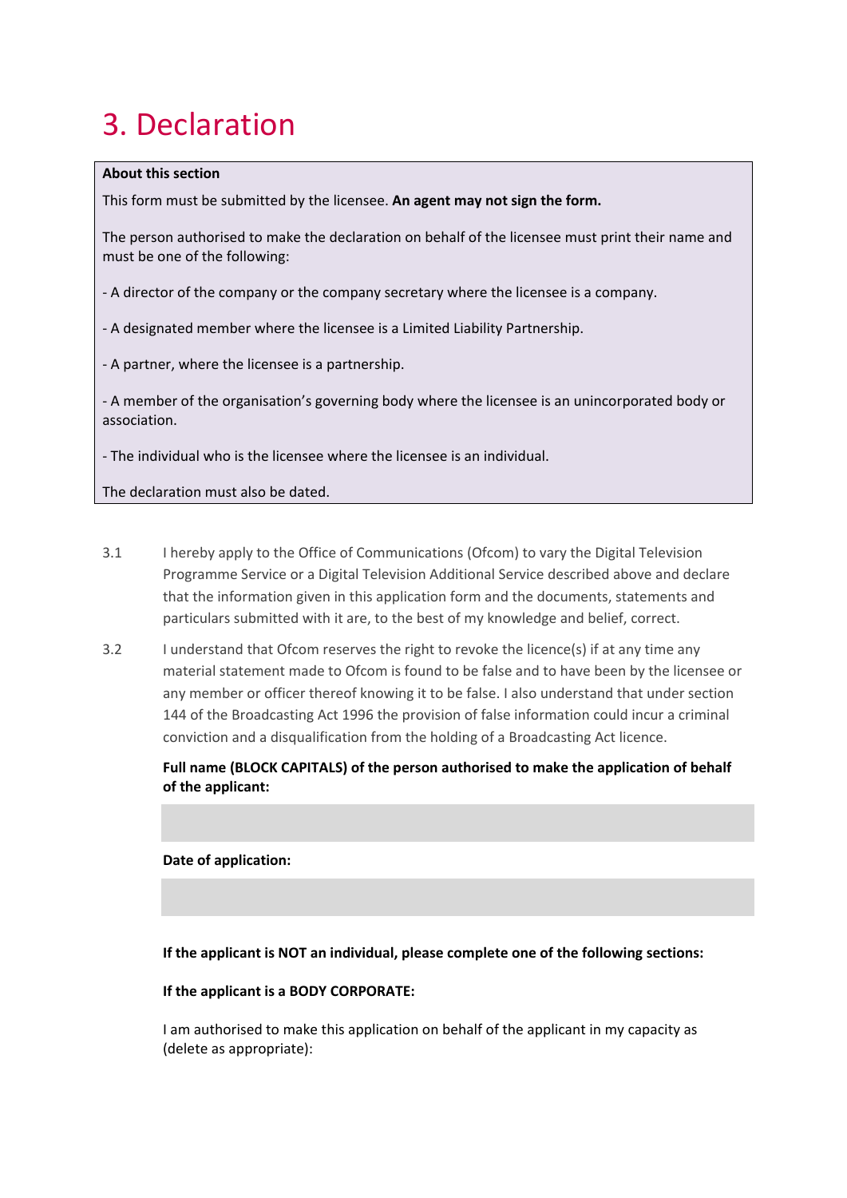# 3. Declaration

**About this section**

This form must be submitted by the licensee. **An agent may not sign the form.**

The person authorised to make the declaration on behalf of the licensee must print their name and must be one of the following:

- A director of the company or the company secretary where the licensee is a company.

- A designated member where the licensee is a Limited Liability Partnership.

- A partner, where the licensee is a partnership.

- A member of the organisation's governing body where the licensee is an unincorporated body or association.

- The individual who is the licensee where the licensee is an individual.

The declaration must also be dated.

3.1 I hereby apply to the Office of Communications (Ofcom) to vary the Digital Television Programme Service or a Digital Television Additional Service described above and declare that the information given in this application form and the documents, statements and particulars submitted with it are, to the best of my knowledge and belief, correct.

3.2 I understand that Ofcom reserves the right to revoke the licence(s) if at any time any material statement made to Ofcom is found to be false and to have been by the licensee or any member or officer thereof knowing it to be false. I also understand that under section 144 of the Broadcasting Act 1996 the provision of false information could incur a criminal conviction and a disqualification from the holding of a Broadcasting Act licence.

**Full name (BLOCK CAPITALS) of the person authorised to make the application of behalf of the applicant:**

**Date of application:**

**If the applicant is NOT an individual, please complete one of the following sections:**

**If the applicant is a BODY CORPORATE:**

I am authorised to make this application on behalf of the applicant in my capacity as (delete as appropriate):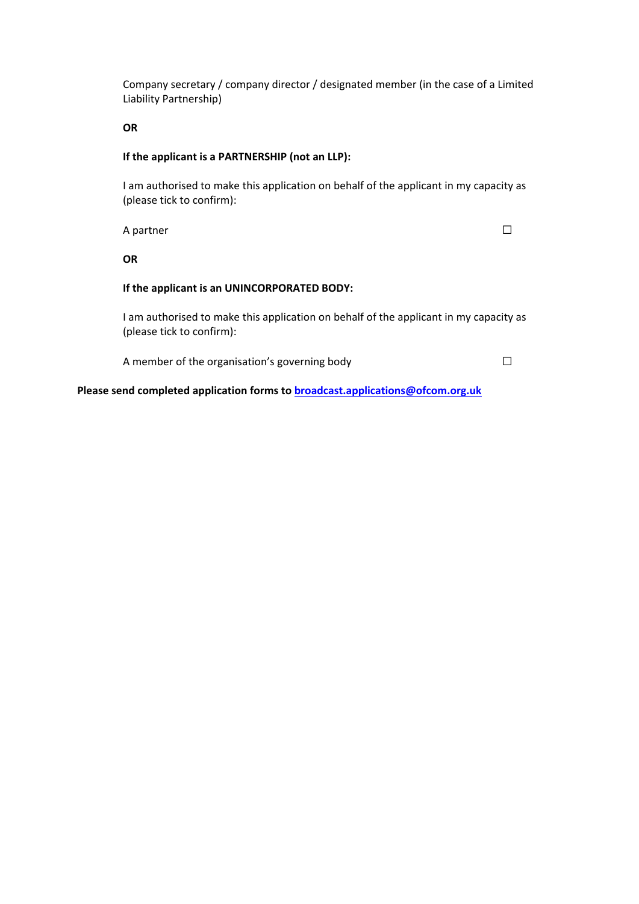Company secretary / company director / designated member (in the case of a Limited Liability Partnership)

**OR**

**If the applicant is a PARTNERSHIP (not an LLP):**

I am authorised to make this application on behalf of the applicant in my capacity as (please tick to confirm):

A partner ☐

**OR**

**If the applicant is an UNINCORPORATED BODY:**

I am authorised to make this application on behalf of the applicant in my capacity as (please tick to confirm):

A member of the organisation's governing body ☐

**Please send completed application forms to [broadcast.applications@ofcom.org.uk](mailto:broadcast.applications@ofcom.org.uk)**